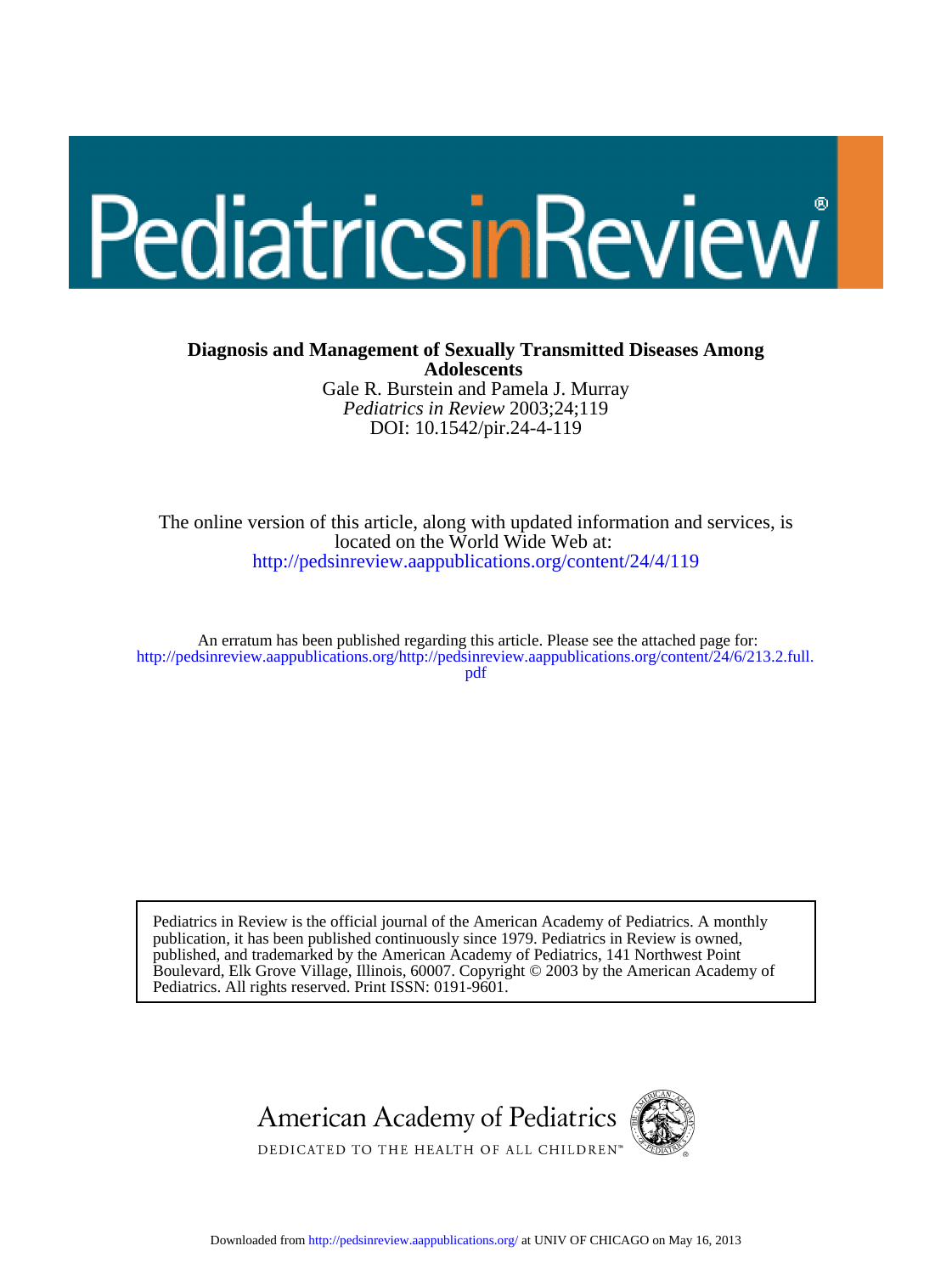# Diagnosis and Management of Sexually Transmitted Diseases Among Adolescents

Gale R. Burstein and Pamela J. Murray

*Pediatrics in Review* 2003;24;119

DOI: 10.1542/pir.24-4-119

The online version of this article, along with updated information and services, is located on the World Wide Web at:

http://pedsinreview.aappublications.org/content/24/4/119

An erratum has been published regarding this article. Please see the attached page for:

http://pedsinreview.aappublications.org/http://pedsinreview.aappublications.org/content/24/6/213.2.full.pdf

Pediatrics in Review is the official journal of the American Academy of Pediatrics. A monthly publication, it has been published continuously since 1979. Pediatrics in Review is owned, published, and trademarked by the American Academy of Pediatrics, 141 Northwest Point Boulevard, Elk Grove Village, Illinois, 60007. Copyright © 2003 by the American Academy of Pediatrics. All rights reserved. Print ISSN: 0191-9601.

American Academy of Pediatrics

DEDICATED TO THE HEALTH OF ALL CHILDREN™

Downloaded from http://pedsinreview.aappublications.org/ at UNIV OF CHICAGO on May 16, 2013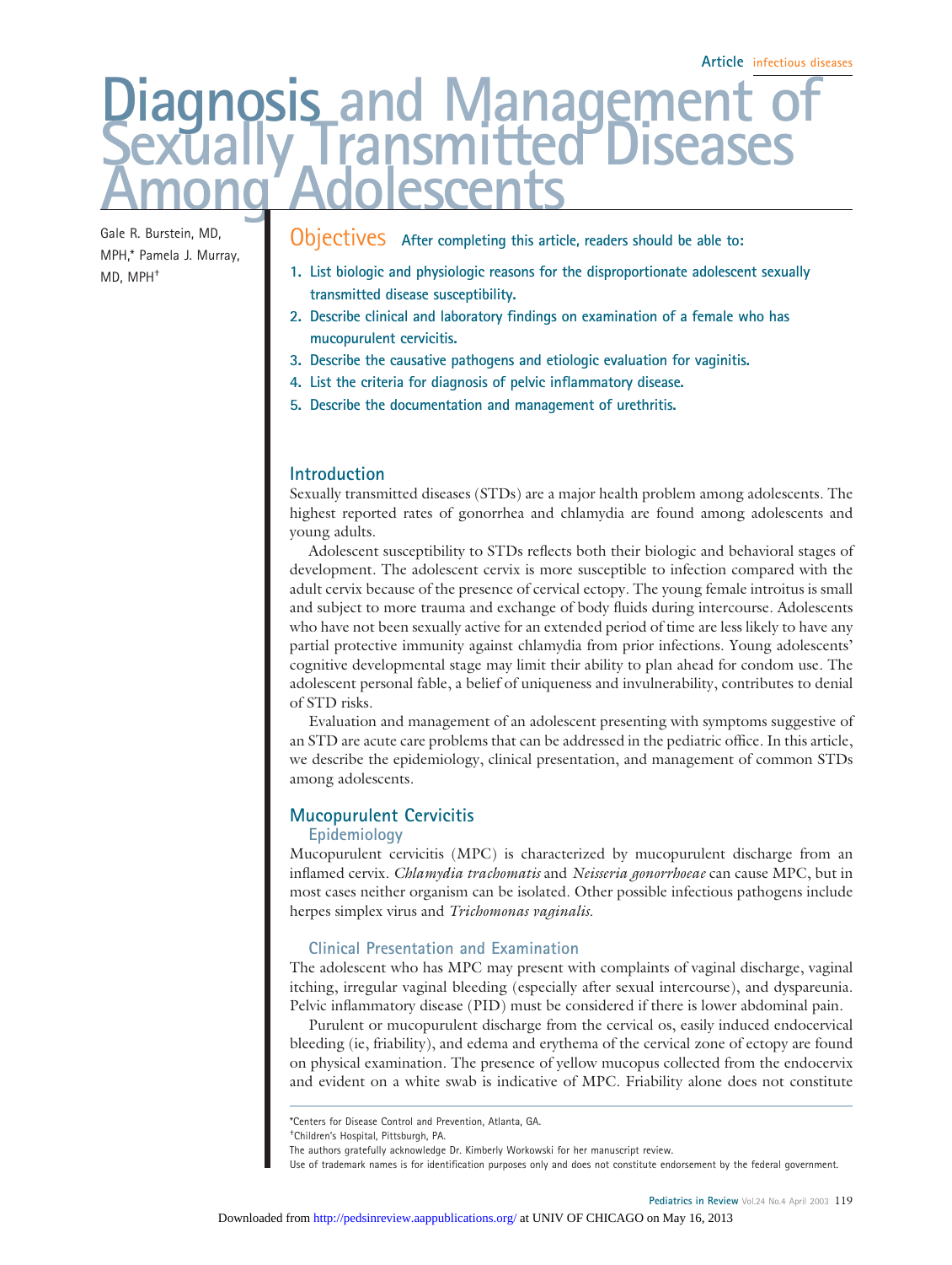# Diagnosis and Management of Sexually Transmitted Diseases Among Adolescents

Gale R. Burstein, MD, MPH,* Pamela J. Murray, MD, MPH†

## Objectives

**After completing this article, readers should be able to:**

1. **List biologic and physiologic reasons for the disproportionate adolescent sexually transmitted disease susceptibility.**
2. **Describe clinical and laboratory findings on examination of a female who has mucopurulent cervicitis.**
3. **Describe the causative pathogens and etiologic evaluation for vaginitis.**
4. **List the criteria for diagnosis of pelvic inflammatory disease.**
5. **Describe the documentation and management of urethritis.**

## Introduction

Sexually transmitted diseases (STDs) are a major health problem among adolescents. The highest reported rates of gonorrhea and chlamydia are found among adolescents and young adults.

Adolescent susceptibility to STDs reflects both their biologic and behavioral stages of development. The adolescent cervix is more susceptible to infection compared with the adult cervix because of the presence of cervical ectopy. The young female introitus is small and subject to more trauma and exchange of body fluids during intercourse. Adolescents who have not been sexually active for an extended period of time are less likely to have any partial protective immunity against chlamydia from prior infections. Young adolescents' cognitive developmental stage may limit their ability to plan ahead for condom use. The adolescent personal fable, a belief of uniqueness and invulnerability, contributes to denial of STD risks.

Evaluation and management of an adolescent presenting with symptoms suggestive of an STD are acute care problems that can be addressed in the pediatric office. In this article, we describe the epidemiology, clinical presentation, and management of common STDs among adolescents.

## Mucopurulent Cervicitis

### Epidemiology

Mucopurulent cervicitis (MPC) is characterized by mucopurulent discharge from an inflamed cervix. *Chlamydia trachomatis* and *Neisseria gonorrhoeae* can cause MPC, but in most cases neither organism can be isolated. Other possible infectious pathogens include herpes simplex virus and *Trichomonas vaginalis*.

### Clinical Presentation and Examination

The adolescent who has MPC may present with complaints of vaginal discharge, vaginal itching, irregular vaginal bleeding (especially after sexual intercourse), and dyspareunia. Pelvic inflammatory disease (PID) must be considered if there is lower abdominal pain.

Purulent or mucopurulent discharge from the cervical os, easily induced endocervical bleeding (ie, friability), and edema and erythema of the cervical zone of ectopy are found on physical examination. The presence of yellow mucopus collected from the endocervix and evident on a white swab is indicative of MPC. Friability alone does not constitute

*Centers for Disease Control and Prevention, Atlanta, GA.

†Children's Hospital, Pittsburgh, PA.

The authors gratefully acknowledge Dr. Kimberly Workowski for her manuscript review.

Use of trademark names is for identification purposes only and does not constitute endorsement by the federal government.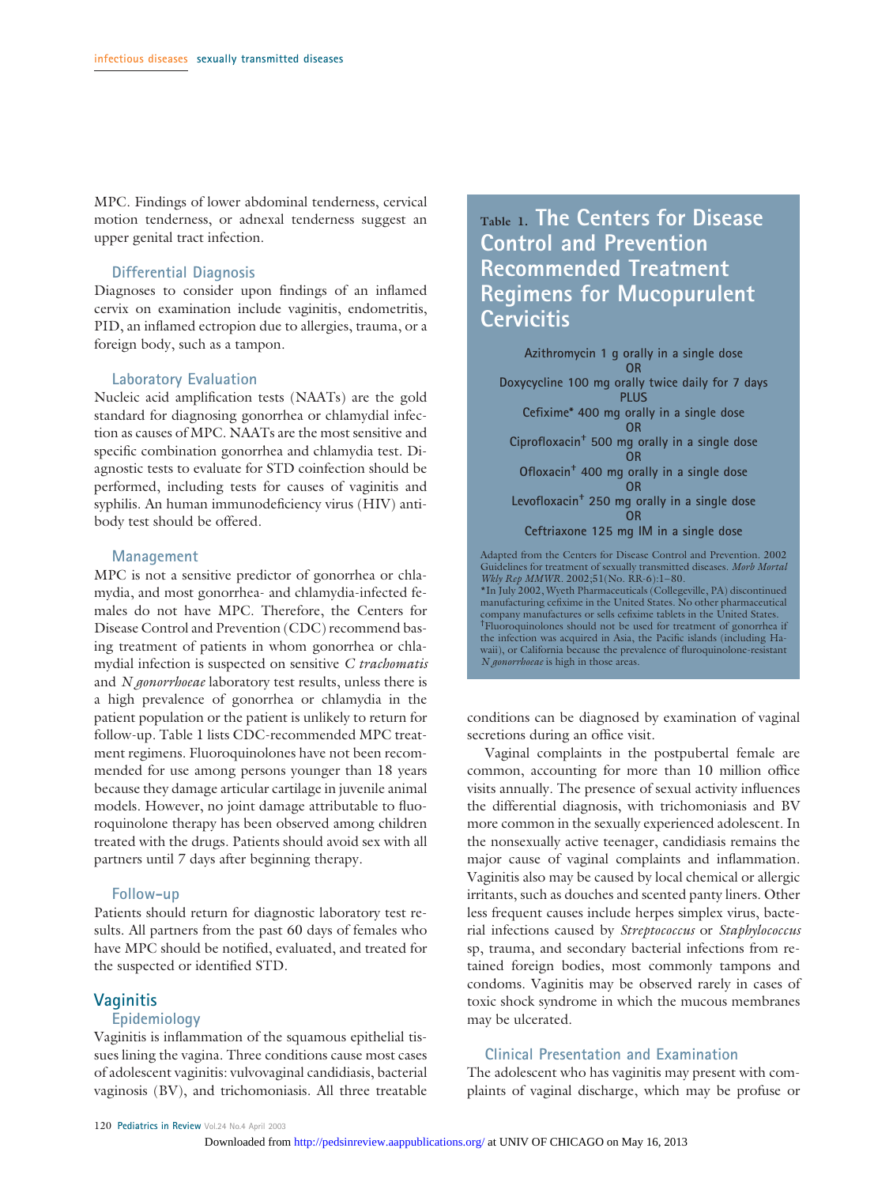MPC. Findings of lower abdominal tenderness, cervical motion tenderness, or adnexal tenderness suggest an upper genital tract infection.

### Differential Diagnosis

Diagnoses to consider upon findings of an inflamed cervix on examination include vaginitis, endometritis, PID, an inflamed ectropion due to allergies, trauma, or a foreign body, such as a tampon.

### Laboratory Evaluation

Nucleic acid amplification tests (NAATs) are the gold standard for diagnosing gonorrhea or chlamydial infection as causes of MPC. NAATs are the most sensitive and specific combination gonorrhea and chlamydia test. Diagnostic tests to evaluate for STD coinfection should be performed, including tests for causes of vaginitis and syphilis. An human immunodeficiency virus (HIV) antibody test should be offered.

### Management

MPC is not a sensitive predictor of gonorrhea or chlamydia, and most gonorrhea- and chlamydia-infected females do not have MPC. Therefore, the Centers for Disease Control and Prevention (CDC) recommend basing treatment of patients in whom gonorrhea or chlamydial infection is suspected on sensitive *C trachomatis* and *N gonorrhoeae* laboratory test results, unless there is a high prevalence of gonorrhea or chlamydia in the patient population or the patient is unlikely to return for follow-up. Table 1 lists CDC-recommended MPC treatment regimens. Fluoroquinolones have not been recommended for use among persons younger than 18 years because they damage articular cartilage in juvenile animal models. However, no joint damage attributable to fluoroquinolone therapy has been observed among children treated with the drugs. Patients should avoid sex with all partners until 7 days after beginning therapy.

**Table 1. The Centers for Disease Control and Prevention Recommended Treatment Regimens for Mucopurulent Cervicitis**

| |
|---|
| Azithromycin 1 g orally in a single dose |
| OR |
| Doxycycline 100 mg orally twice daily for 7 days |
| PLUS |
| Cefixime* 400 mg orally in a single dose |
| OR |
| Ciprofloxacin† 500 mg orally in a single dose |
| OR |
| Ofloxacin† 400 mg orally in a single dose |
| OR |
| Levofloxacin† 250 mg orally in a single dose |
| OR |
| Ceftriaxone 125 mg IM in a single dose |

Adapted from the Centers for Disease Control and Prevention. 2002 Guidelines for treatment of sexually transmitted diseases. *Morb Mortal Wkly Rep MMWR*. 2002;51(No. RR-6):1–80.
*In July 2002, Wyeth Pharmaceuticals (Collegeville, PA) discontinued manufacturing cefixime in the United States. No other pharmaceutical company manufactures or sells cefixime tablets in the United States.
†Fluoroquinolones should not be used for treatment of gonorrhea if the infection was acquired in Asia, the Pacific islands (including Hawaii), or California because the prevalence of fluroquinolone-resistant *N gonorrhoeae* is high in those areas.

### Follow-up

Patients should return for diagnostic laboratory test results. All partners from the past 60 days of females who have MPC should be notified, evaluated, and treated for the suspected or identified STD.

## Vaginitis

### Epidemiology

Vaginitis is inflammation of the squamous epithelial tissues lining the vagina. Three conditions cause most cases of adolescent vaginitis: vulvovaginal candidiasis, bacterial vaginosis (BV), and trichomoniasis. All three treatable conditions can be diagnosed by examination of vaginal secretions during an office visit.

Vaginal complaints in the postpubertal female are common, accounting for more than 10 million office visits annually. The presence of sexual activity influences the differential diagnosis, with trichomoniasis and BV more common in the sexually experienced adolescent. In the nonsexually active teenager, candidiasis remains the major cause of vaginal complaints and inflammation. Vaginitis also may be caused by local chemical or allergic irritants, such as douches and scented panty liners. Other less frequent causes include herpes simplex virus, bacterial infections caused by *Streptococcus* or *Staphylococcus* sp, trauma, and secondary bacterial infections from retained foreign bodies, most commonly tampons and condoms. Vaginitis may be observed rarely in cases of toxic shock syndrome in which the mucous membranes may be ulcerated.

### Clinical Presentation and Examination

The adolescent who has vaginitis may present with complaints of vaginal discharge, which may be profuse or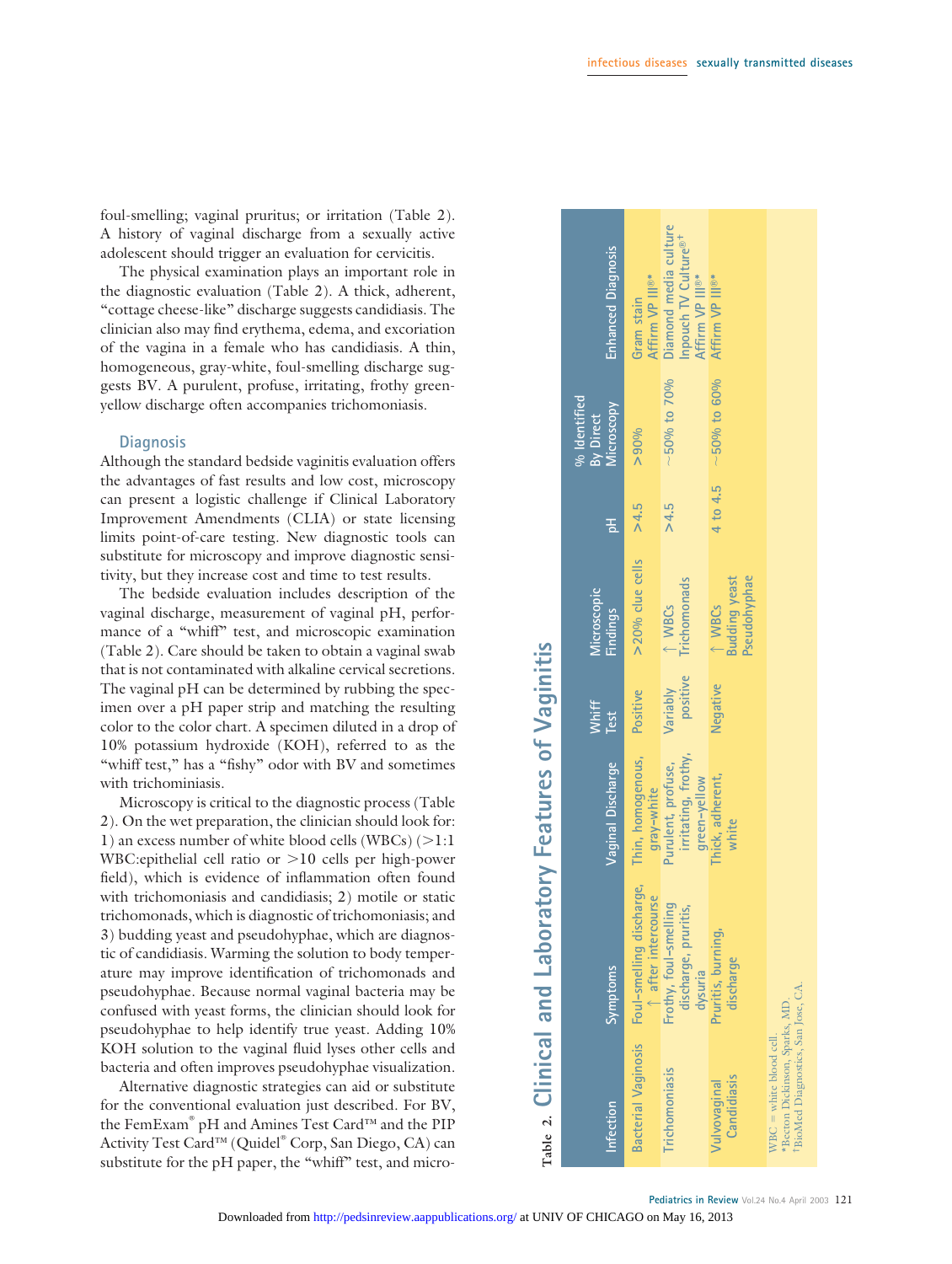foul-smelling; vaginal pruritus; or irritation (Table 2). A history of vaginal discharge from a sexually active adolescent should trigger an evaluation for cervicitis.

The physical examination plays an important role in the diagnostic evaluation (Table 2). A thick, adherent, "cottage cheese-like" discharge suggests candidiasis. The clinician also may find erythema, edema, and excoriation of the vagina in a female who has candidiasis. A thin, homogeneous, gray-white, foul-smelling discharge suggests BV. A purulent, profuse, irritating, frothy green-yellow discharge often accompanies trichomoniasis.

## Diagnosis

Although the standard bedside vaginitis evaluation offers the advantages of fast results and low cost, microscopy can present a logistic challenge if Clinical Laboratory Improvement Amendments (CLIA) or state licensing limits point-of-care testing. New diagnostic tools can substitute for microscopy and improve diagnostic sensitivity, but they increase cost and time to test results.

The bedside evaluation includes description of the vaginal discharge, measurement of vaginal pH, performance of a "whiff" test, and microscopic examination (Table 2). Care should be taken to obtain a vaginal swab that is not contaminated with alkaline cervical secretions. The vaginal pH can be determined by rubbing the specimen over a pH paper strip and matching the resulting color to the color chart. A specimen diluted in a drop of 10% potassium hydroxide (KOH), referred to as the "whiff test," has a "fishy" odor with BV and sometimes with trichominiasis.

Microscopy is critical to the diagnostic process (Table 2). On the wet preparation, the clinician should look for: 1) an excess number of white blood cells (WBCs) (>1:1 WBC:epithelial cell ratio or >10 cells per high-power field), which is evidence of inflammation often found with trichomoniasis and candidiasis; 2) motile or static trichomonads, which is diagnostic of trichomoniasis; and 3) budding yeast and pseudohyphae, which are diagnostic of candidiasis. Warming the solution to body temperature may improve identification of trichomonads and pseudohyphae. Because normal vaginal bacteria may be confused with yeast forms, the clinician should look for pseudohyphae to help identify true yeast. Adding 10% KOH solution to the vaginal fluid lyses other cells and bacteria and often improves pseudohyphae visualization.

Alternative diagnostic strategies can aid or substitute for the conventional evaluation just described. For BV, the FemExam® pH and Amines Test Card™ and the PIP Activity Test Card™ (Quidel® Corp, San Diego, CA) can substitute for the pH paper, the "whiff" test, and micro-

**Table 2. Clinical and Laboratory Features of Vaginitis**

| Infection | Symptoms | Vaginal Discharge | Whiff Test | Microscopic Findings | pH | % Identified By Direct Microscopy | Enhanced Diagnosis |
|---|---|---|---|---|---|---|---|
| Bacterial Vaginosis | Foul-smelling discharge, ↑ after intercourse | Thin, homogenous, gray-white | Positive | >20% clue cells | >4.5 | >90% | Gram stain<br>Affirm VP III®* |
| Trichomoniasis | Frothy, foul-smelling discharge, pruritis, dysuria | Purulent, profuse, irritating, frothy, green-yellow | Variably positive | ↑ WBCs<br>Trichomonads | >4.5 | ~50% to 70% | Diamond media culture<br>Inpouch TV Culture®†<br>Affirm VP III®* |
| Vulvovaginal Candidiasis | Pruritis, burning, discharge | Thick, adherent, white | Negative | ↑ WBCs<br>Budding yeast<br>Pseudohyphae | 4 to 4.5 | ~50% to 60% | Affirm VP III®* |

WBC = white blood cell.
*Becton Dickinson, Sparks, MD.
†BioMed Diagnostics, San Jose, CA.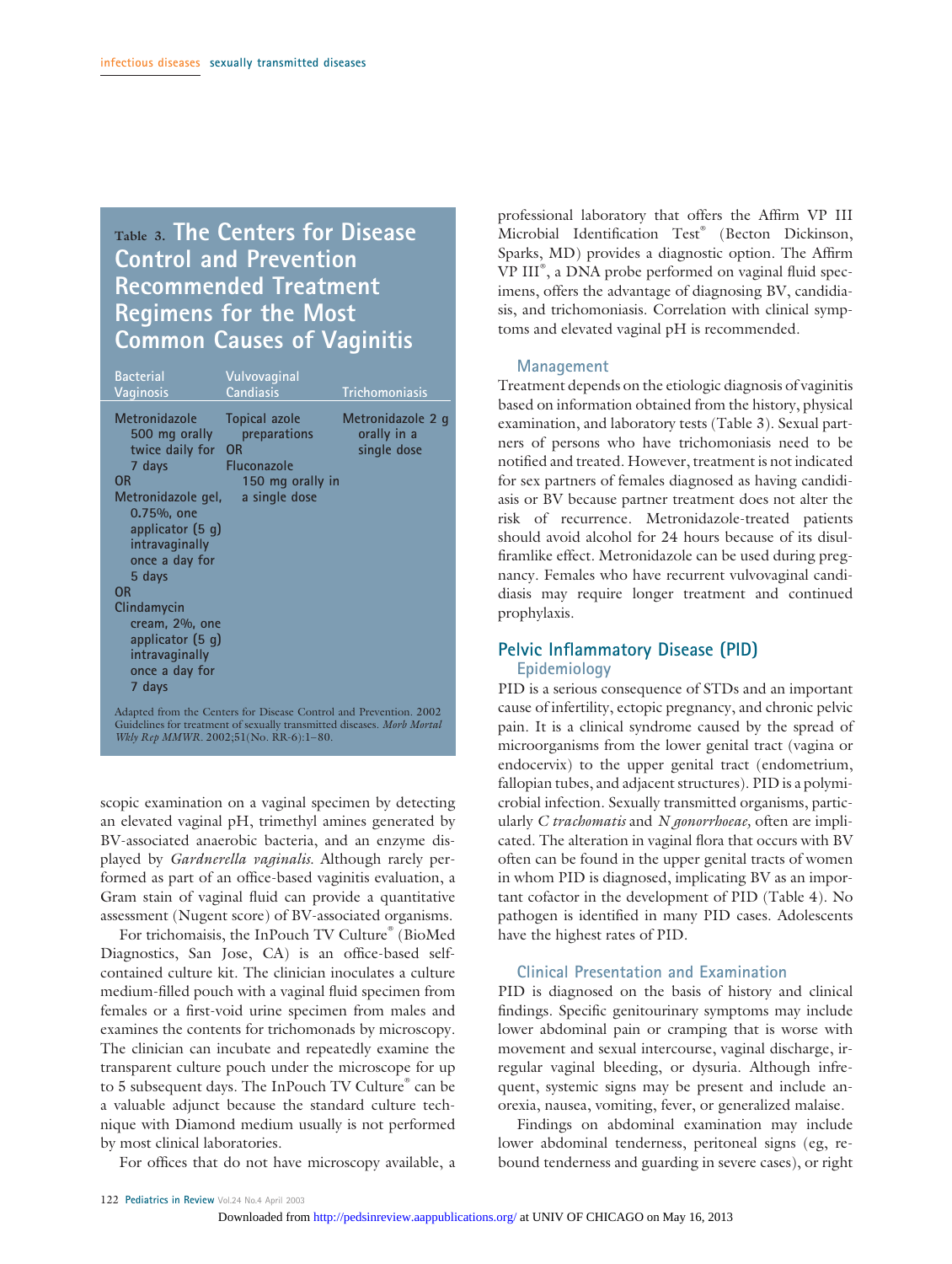**Table 3. The Centers for Disease Control and Prevention Recommended Treatment Regimens for the Most Common Causes of Vaginitis**

| Bacterial Vaginosis | Vulvovaginal Candiasis | Trichomoniasis |
|---|---|---|
| Metronidazole 500 mg orally twice daily for 7 days OR Metronidazole gel, 0.75%, one applicator (5 g) intravaginally once a day for 5 days OR Clindamycin cream, 2%, one applicator (5 g) intravaginally once a day for 7 days | Topical azole preparations OR Fluconazole 150 mg orally in a single dose | Metronidazole 2 g orally in a single dose |

Adapted from the Centers for Disease Control and Prevention. 2002 Guidelines for treatment of sexually transmitted diseases. *Morb Mortal Wkly Rep MMWR*. 2002;51(No. RR-6):1–80.

scopic examination on a vaginal specimen by detecting an elevated vaginal pH, trimethyl amines generated by BV-associated anaerobic bacteria, and an enzyme displayed by *Gardnerella vaginalis*. Although rarely performed as part of an office-based vaginitis evaluation, a Gram stain of vaginal fluid can provide a quantitative assessment (Nugent score) of BV-associated organisms.

For trichomaisis, the InPouch TV Culture® (BioMed Diagnostics, San Jose, CA) is an office-based self-contained culture kit. The clinician inoculates a culture medium-filled pouch with a vaginal fluid specimen from females or a first-void urine specimen from males and examines the contents for trichomonads by microscopy. The clinician can incubate and repeatedly examine the transparent culture pouch under the microscope for up to 5 subsequent days. The InPouch TV Culture® can be a valuable adjunct because the standard culture technique with Diamond medium usually is not performed by most clinical laboratories.

For offices that do not have microscopy available, a professional laboratory that offers the Affirm VP III Microbial Identification Test® (Becton Dickinson, Sparks, MD) provides a diagnostic option. The Affirm VP III®, a DNA probe performed on vaginal fluid specimens, offers the advantage of diagnosing BV, candidiasis, and trichomoniasis. Correlation with clinical symptoms and elevated vaginal pH is recommended.

### Management

Treatment depends on the etiologic diagnosis of vaginitis based on information obtained from the history, physical examination, and laboratory tests (Table 3). Sexual partners of persons who have trichomoniasis need to be notified and treated. However, treatment is not indicated for sex partners of females diagnosed as having candidiasis or BV because partner treatment does not alter the risk of recurrence. Metronidazole-treated patients should avoid alcohol for 24 hours because of its disulfiramlike effect. Metronidazole can be used during pregnancy. Females who have recurrent vulvovaginal candidiasis may require longer treatment and continued prophylaxis.

## Pelvic Inflammatory Disease (PID)

### Epidemiology

PID is a serious consequence of STDs and an important cause of infertility, ectopic pregnancy, and chronic pelvic pain. It is a clinical syndrome caused by the spread of microorganisms from the lower genital tract (vagina or endocervix) to the upper genital tract (endometrium, fallopian tubes, and adjacent structures). PID is a polymicrobial infection. Sexually transmitted organisms, particularly *C trachomatis* and *N gonorrhoeae,* often are implicated. The alteration in vaginal flora that occurs with BV often can be found in the upper genital tracts of women in whom PID is diagnosed, implicating BV as an important cofactor in the development of PID (Table 4). No pathogen is identified in many PID cases. Adolescents have the highest rates of PID.

### Clinical Presentation and Examination

PID is diagnosed on the basis of history and clinical findings. Specific genitourinary symptoms may include lower abdominal pain or cramping that is worse with movement and sexual intercourse, vaginal discharge, irregular vaginal bleeding, or dysuria. Although infrequent, systemic signs may be present and include anorexia, nausea, vomiting, fever, or generalized malaise.

Findings on abdominal examination may include lower abdominal tenderness, peritoneal signs (eg, rebound tenderness and guarding in severe cases), or right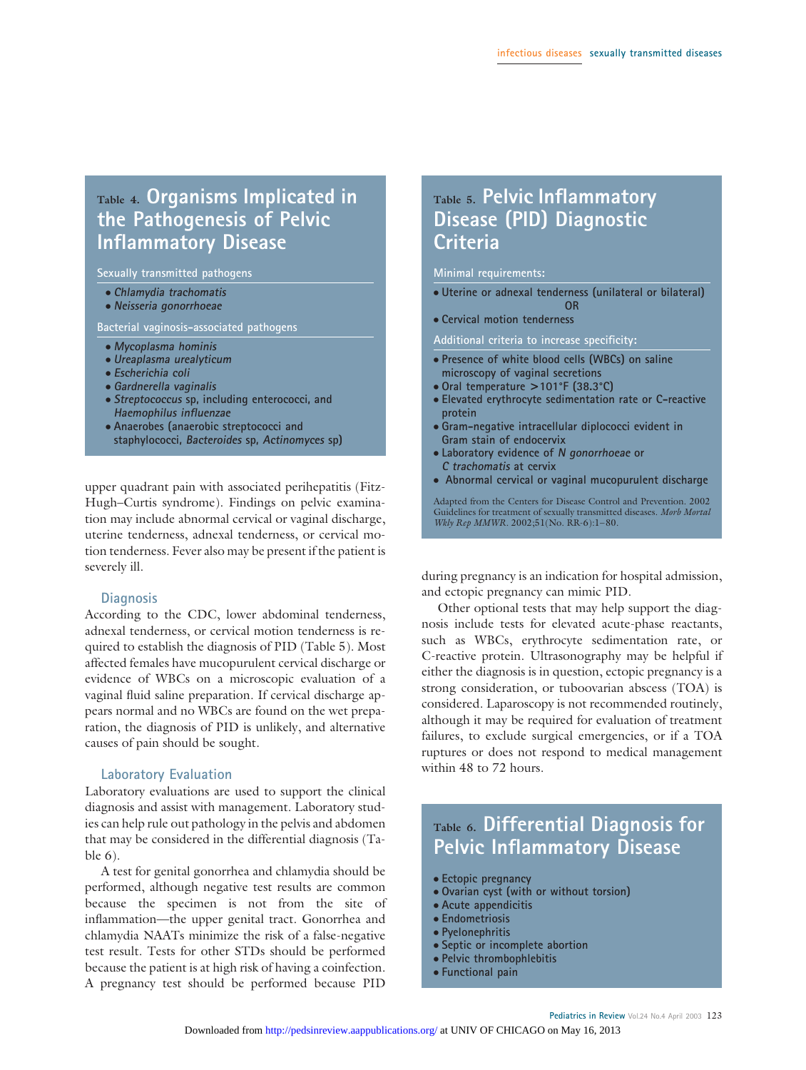### Table 4. Organisms Implicated in the Pathogenesis of Pelvic Inflammatory Disease

**Sexually transmitted pathogens**

- *Chlamydia trachomatis*
- *Neisseria gonorrhoeae*

**Bacterial vaginosis-associated pathogens**

- *Mycoplasma hominis*
- *Ureaplasma urealyticum*
- *Escherichia coli*
- *Gardnerella vaginalis*
- *Streptococcus* sp, including enterococci, and *Haemophilus influenzae*
- Anaerobes (anaerobic streptococci and staphylococci, *Bacteroides* sp, *Actinomyces* sp)

upper quadrant pain with associated perihepatitis (Fitz-Hugh–Curtis syndrome). Findings on pelvic examination may include abnormal cervical or vaginal discharge, uterine tenderness, adnexal tenderness, or cervical motion tenderness. Fever also may be present if the patient is severely ill.

## Diagnosis

According to the CDC, lower abdominal tenderness, adnexal tenderness, or cervical motion tenderness is required to establish the diagnosis of PID (Table 5). Most affected females have mucopurulent cervical discharge or evidence of WBCs on a microscopic evaluation of a vaginal fluid saline preparation. If cervical discharge appears normal and no WBCs are found on the wet preparation, the diagnosis of PID is unlikely, and alternative causes of pain should be sought.

## Laboratory Evaluation

Laboratory evaluations are used to support the clinical diagnosis and assist with management. Laboratory studies can help rule out pathology in the pelvis and abdomen that may be considered in the differential diagnosis (Table 6).

A test for genital gonorrhea and chlamydia should be performed, although negative test results are common because the specimen is not from the site of inflammation—the upper genital tract. Gonorrhea and chlamydia NAATs minimize the risk of a false-negative test result. Tests for other STDs should be performed because the patient is at high risk of having a coinfection. A pregnancy test should be performed because PID during pregnancy is an indication for hospital admission, and ectopic pregnancy can mimic PID.

Other optional tests that may help support the diagnosis include tests for elevated acute-phase reactants, such as WBCs, erythrocyte sedimentation rate, or C-reactive protein. Ultrasonography may be helpful if either the diagnosis is in question, ectopic pregnancy is a strong consideration, or tuboovarian abscess (TOA) is considered. Laparoscopy is not recommended routinely, although it may be required for evaluation of treatment failures, to exclude surgical emergencies, or if a TOA ruptures or does not respond to medical management within 48 to 72 hours.

### Table 5. Pelvic Inflammatory Disease (PID) Diagnostic Criteria

**Minimal requirements:**

- Uterine or adnexal tenderness (unilateral or bilateral)

OR

- Cervical motion tenderness

**Additional criteria to increase specificity:**

- Presence of white blood cells (WBCs) on saline microscopy of vaginal secretions
- Oral temperature >101°F (38.3°C)
- Elevated erythrocyte sedimentation rate or C-reactive protein
- Gram-negative intracellular diplococci evident in Gram stain of endocervix
- Laboratory evidence of *N gonorrhoeae* or *C trachomatis* at cervix
- Abnormal cervical or vaginal mucopurulent discharge

Adapted from the Centers for Disease Control and Prevention. 2002 Guidelines for treatment of sexually transmitted diseases. *Morb Mortal Wkly Rep MMWR*. 2002;51(No. RR-6):1–80.

### Table 6. Differential Diagnosis for Pelvic Inflammatory Disease

- Ectopic pregnancy
- Ovarian cyst (with or without torsion)
- Acute appendicitis
- Endometriosis
- Pyelonephritis
- Septic or incomplete abortion
- Pelvic thrombophlebitis
- Functional pain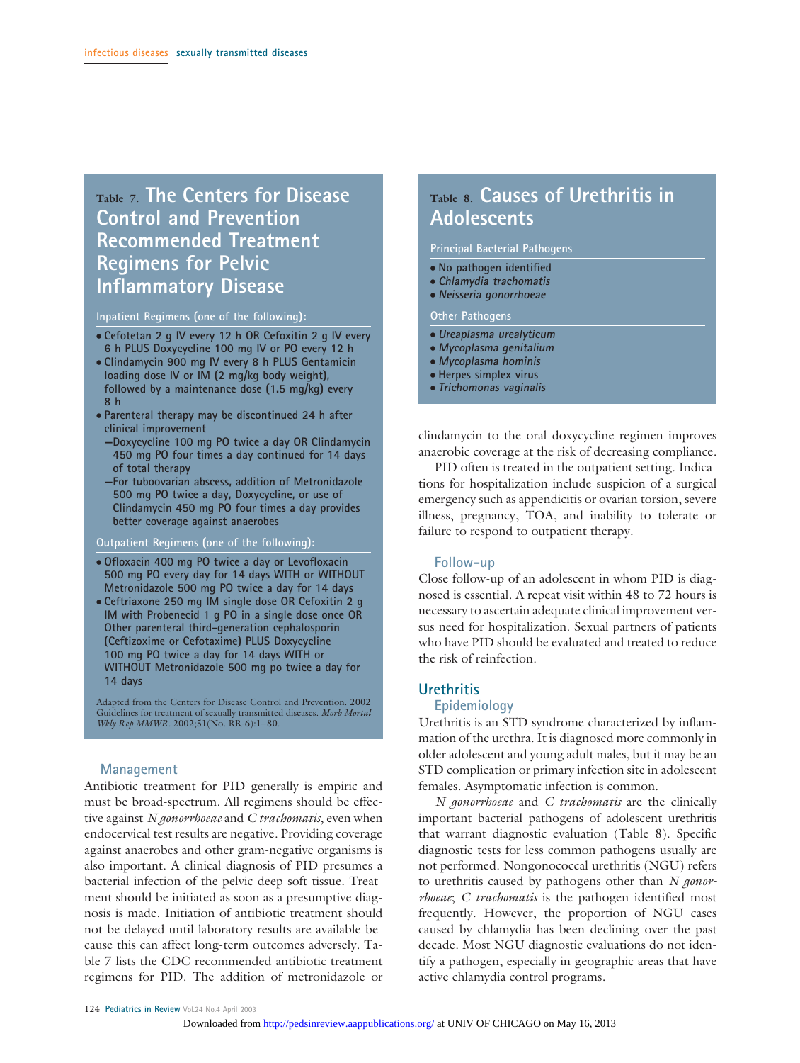**Table 7. The Centers for Disease Control and Prevention Recommended Treatment Regimens for Pelvic Inflammatory Disease**

Inpatient Regimens (one of the following):

- Cefotetan 2 g IV every 12 h OR Cefoxitin 2 g IV every 6 h PLUS Doxycycline 100 mg IV or PO every 12 h
- Clindamycin 900 mg IV every 8 h PLUS Gentamicin loading dose IV or IM (2 mg/kg body weight), followed by a maintenance dose (1.5 mg/kg) every 8 h
- Parenteral therapy may be discontinued 24 h after clinical improvement
  - —Doxycycline 100 mg PO twice a day OR Clindamycin 450 mg PO four times a day continued for 14 days of total therapy
  - —For tuboovarian abscess, addition of Metronidazole 500 mg PO twice a day, Doxycycline, or use of Clindamycin 450 mg PO four times a day provides better coverage against anaerobes

Outpatient Regimens (one of the following):

- Ofloxacin 400 mg PO twice a day or Levofloxacin 500 mg PO every day for 14 days WITH or WITHOUT Metronidazole 500 mg PO twice a day for 14 days
- Ceftriaxone 250 mg IM single dose OR Cefoxitin 2 g IM with Probenecid 1 g PO in a single dose once OR Other parenteral third-generation cephalosporin (Ceftizoxime or Cefotaxime) PLUS Doxycycline 100 mg PO twice a day for 14 days WITH or WITHOUT Metronidazole 500 mg po twice a day for 14 days

Adapted from the Centers for Disease Control and Prevention. 2002 Guidelines for treatment of sexually transmitted diseases. *Morb Mortal Wkly Rep MMWR*. 2002;51(No. RR-6):1–80.

### Management

Antibiotic treatment for PID generally is empiric and must be broad-spectrum. All regimens should be effective against *N gonorrhoeae* and *C trachomatis*, even when endocervical test results are negative. Providing coverage against anaerobes and other gram-negative organisms is also important. A clinical diagnosis of PID presumes a bacterial infection of the pelvic deep soft tissue. Treatment should be initiated as soon as a presumptive diagnosis is made. Initiation of antibiotic treatment should not be delayed until laboratory results are available because this can affect long-term outcomes adversely. Table 7 lists the CDC-recommended antibiotic treatment regimens for PID. The addition of metronidazole or clindamycin to the oral doxycycline regimen improves anaerobic coverage at the risk of decreasing compliance.

PID often is treated in the outpatient setting. Indications for hospitalization include suspicion of a surgical emergency such as appendicitis or ovarian torsion, severe illness, pregnancy, TOA, and inability to tolerate or failure to respond to outpatient therapy.

### Follow-up

Close follow-up of an adolescent in whom PID is diagnosed is essential. A repeat visit within 48 to 72 hours is necessary to ascertain adequate clinical improvement versus need for hospitalization. Sexual partners of patients who have PID should be evaluated and treated to reduce the risk of reinfection.

**Table 8. Causes of Urethritis in Adolescents**

Principal Bacterial Pathogens

- No pathogen identified
- *Chlamydia trachomatis*
- *Neisseria gonorrhoeae*

Other Pathogens

- *Ureaplasma urealyticum*
- *Mycoplasma genitalium*
- *Mycoplasma hominis*
- Herpes simplex virus
- *Trichomonas vaginalis*

## Urethritis

### Epidemiology

Urethritis is an STD syndrome characterized by inflammation of the urethra. It is diagnosed more commonly in older adolescent and young adult males, but it may be an STD complication or primary infection site in adolescent females. Asymptomatic infection is common.

*N gonorrhoeae* and *C trachomatis* are the clinically important bacterial pathogens of adolescent urethritis that warrant diagnostic evaluation (Table 8). Specific diagnostic tests for less common pathogens usually are not performed. Nongonococcal urethritis (NGU) refers to urethritis caused by pathogens other than *N gonorrhoeae*; *C trachomatis* is the pathogen identified most frequently. However, the proportion of NGU cases caused by chlamydia has been declining over the past decade. Most NGU diagnostic evaluations do not identify a pathogen, especially in geographic areas that have active chlamydia control programs.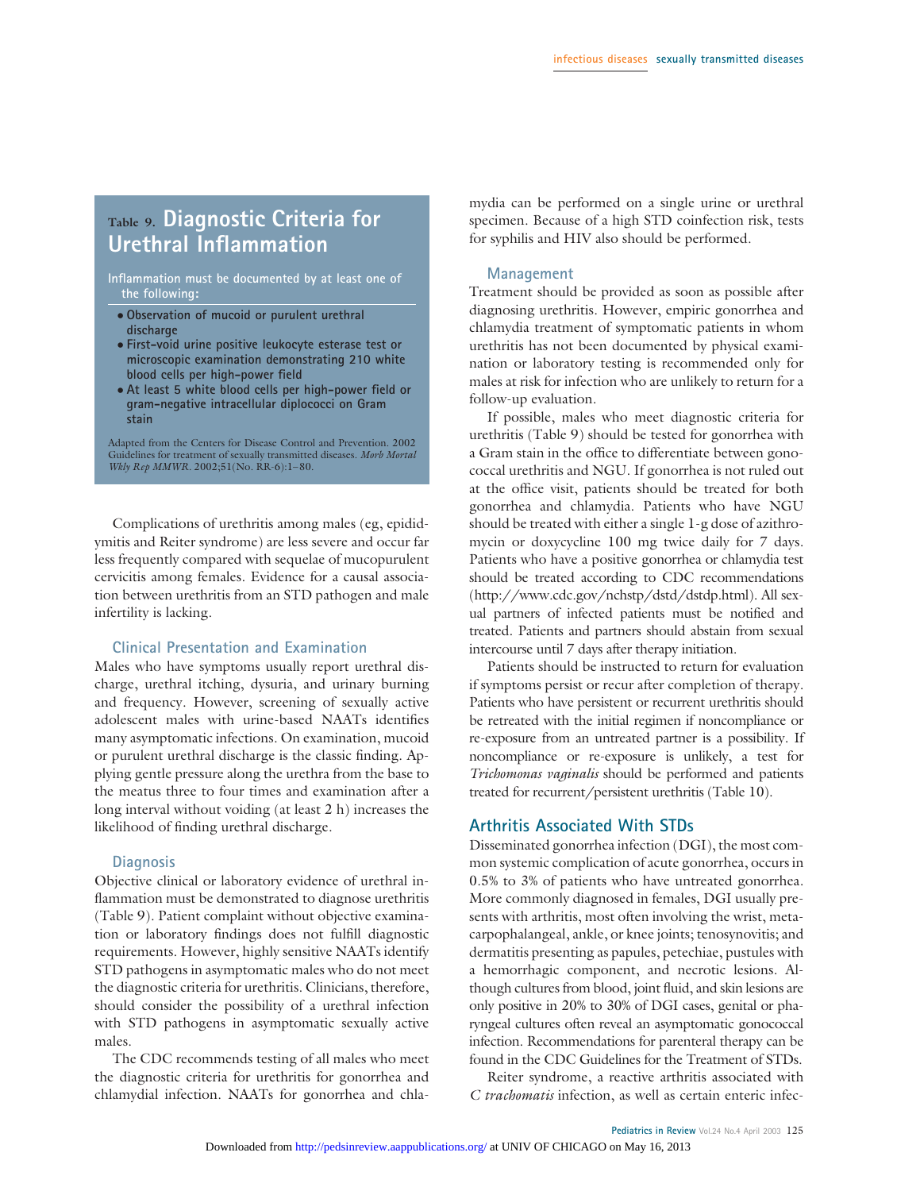**Table 9. Diagnostic Criteria for Urethral Inflammation**

Inflammation must be documented by at least one of the following:

- Observation of mucoid or purulent urethral discharge
- First-void urine positive leukocyte esterase test or microscopic examination demonstrating ≥10 white blood cells per high-power field
- At least 5 white blood cells per high-power field or gram-negative intracellular diplococci on Gram stain

Adapted from the Centers for Disease Control and Prevention. 2002 Guidelines for treatment of sexually transmitted diseases. *Morb Mortal Wkly Rep MMWR*. 2002;51(No. RR-6):1–80.

Complications of urethritis among males (eg, epididymitis and Reiter syndrome) are less severe and occur far less frequently compared with sequelae of mucopurulent cervicitis among females. Evidence for a causal association between urethritis from an STD pathogen and male infertility is lacking.

### Clinical Presentation and Examination

Males who have symptoms usually report urethral discharge, urethral itching, dysuria, and urinary burning and frequency. However, screening of sexually active adolescent males with urine-based NAATs identifies many asymptomatic infections. On examination, mucoid or purulent urethral discharge is the classic finding. Applying gentle pressure along the urethra from the base to the meatus three to four times and examination after a long interval without voiding (at least 2 h) increases the likelihood of finding urethral discharge.

### Diagnosis

Objective clinical or laboratory evidence of urethral inflammation must be demonstrated to diagnose urethritis (Table 9). Patient complaint without objective examination or laboratory findings does not fulfill diagnostic requirements. However, highly sensitive NAATs identify STD pathogens in asymptomatic males who do not meet the diagnostic criteria for urethritis. Clinicians, therefore, should consider the possibility of a urethral infection with STD pathogens in asymptomatic sexually active males.

The CDC recommends testing of all males who meet the diagnostic criteria for urethritis for gonorrhea and chlamydial infection. NAATs for gonorrhea and chlamydia can be performed on a single urine or urethral specimen. Because of a high STD coinfection risk, tests for syphilis and HIV also should be performed.

### Management

Treatment should be provided as soon as possible after diagnosing urethritis. However, empiric gonorrhea and chlamydia treatment of symptomatic patients in whom urethritis has not been documented by physical examination or laboratory testing is recommended only for males at risk for infection who are unlikely to return for a follow-up evaluation.

If possible, males who meet diagnostic criteria for urethritis (Table 9) should be tested for gonorrhea with a Gram stain in the office to differentiate between gonococcal urethritis and NGU. If gonorrhea is not ruled out at the office visit, patients should be treated for both gonorrhea and chlamydia. Patients who have NGU should be treated with either a single 1-g dose of azithromycin or doxycycline 100 mg twice daily for 7 days. Patients who have a positive gonorrhea or chlamydia test should be treated according to CDC recommendations (http://www.cdc.gov/nchstp/dstd/dstdp.html). All sexual partners of infected patients must be notified and treated. Patients and partners should abstain from sexual intercourse until 7 days after therapy initiation.

Patients should be instructed to return for evaluation if symptoms persist or recur after completion of therapy. Patients who have persistent or recurrent urethritis should be retreated with the initial regimen if noncompliance or re-exposure from an untreated partner is a possibility. If noncompliance or re-exposure is unlikely, a test for *Trichomonas vaginalis* should be performed and patients treated for recurrent/persistent urethritis (Table 10).

## Arthritis Associated With STDs

Disseminated gonorrhea infection (DGI), the most common systemic complication of acute gonorrhea, occurs in 0.5% to 3% of patients who have untreated gonorrhea. More commonly diagnosed in females, DGI usually presents with arthritis, most often involving the wrist, metacarpophalangeal, ankle, or knee joints; tenosynovitis; and dermatitis presenting as papules, petechiae, pustules with a hemorrhagic component, and necrotic lesions. Although cultures from blood, joint fluid, and skin lesions are only positive in 20% to 30% of DGI cases, genital or pharyngeal cultures often reveal an asymptomatic gonococcal infection. Recommendations for parenteral therapy can be found in the CDC Guidelines for the Treatment of STDs.

Reiter syndrome, a reactive arthritis associated with *C trachomatis* infection, as well as certain enteric infec-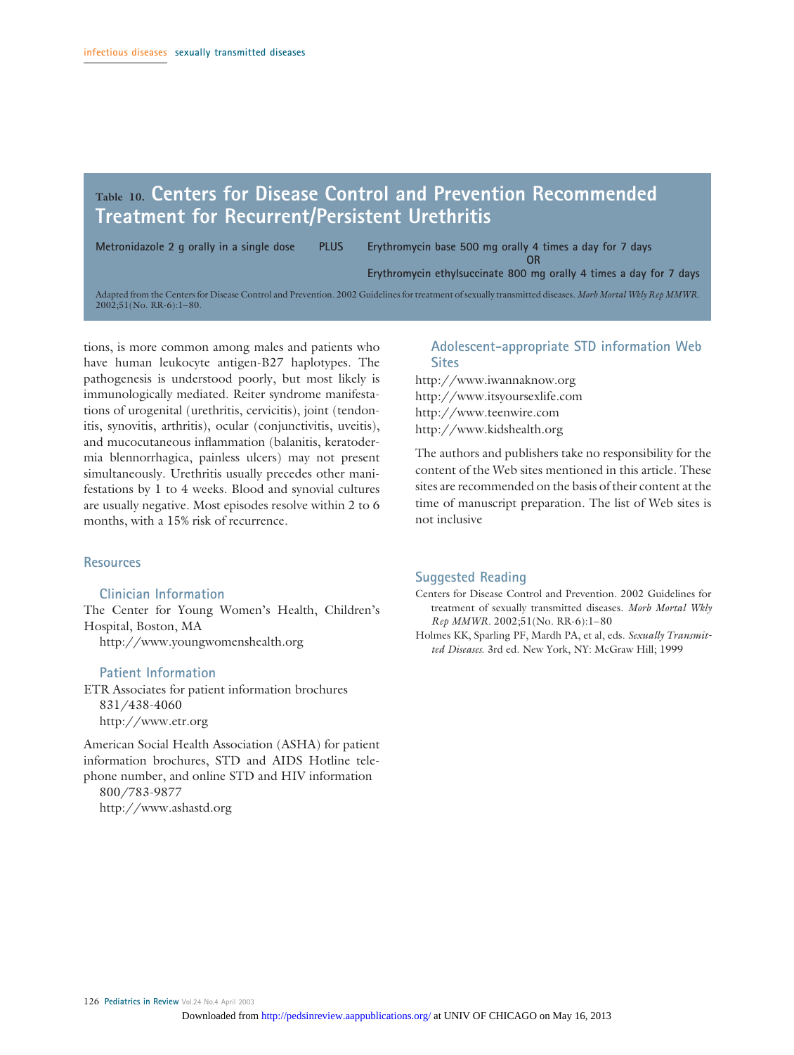## Table 10. Centers for Disease Control and Prevention Recommended Treatment for Recurrent/Persistent Urethritis

| | | |
|---|---|---|
| Metronidazole 2 g orally in a single dose | PLUS | Erythromycin base 500 mg orally 4 times a day for 7 days |
| | | OR |
| | | Erythromycin ethylsuccinate 800 mg orally 4 times a day for 7 days |

Adapted from the Centers for Disease Control and Prevention. 2002 Guidelines for treatment of sexually transmitted diseases. *Morb Mortal Wkly Rep MMWR*. 2002;51(No. RR-6):1–80.

tions, is more common among males and patients who have human leukocyte antigen-B27 haplotypes. The pathogenesis is understood poorly, but most likely is immunologically mediated. Reiter syndrome manifestations of urogenital (urethritis, cervicitis), joint (tendonitis, synovitis, arthritis), ocular (conjunctivitis, uveitis), and mucocutaneous inflammation (balanitis, keratodermia blennorrhagica, painless ulcers) may not present simultaneously. Urethritis usually precedes other manifestations by 1 to 4 weeks. Blood and synovial cultures are usually negative. Most episodes resolve within 2 to 6 months, with a 15% risk of recurrence.

## Resources

### Clinician Information

The Center for Young Women's Health, Children's Hospital, Boston, MA
http://www.youngwomenshealth.org

### Patient Information

ETR Associates for patient information brochures
831/438-4060
http://www.etr.org

American Social Health Association (ASHA) for patient information brochures, STD and AIDS Hotline telephone number, and online STD and HIV information
800/783-9877
http://www.ashastd.org

### Adolescent-appropriate STD information Web Sites

http://www.iwannaknow.org
http://www.itsyoursexlife.com
http://www.teenwire.com
http://www.kidshealth.org

The authors and publishers take no responsibility for the content of the Web sites mentioned in this article. These sites are recommended on the basis of their content at the time of manuscript preparation. The list of Web sites is not inclusive

## Suggested Reading

Centers for Disease Control and Prevention. 2002 Guidelines for treatment of sexually transmitted diseases. *Morb Mortal Wkly Rep MMWR*. 2002;51(No. RR-6):1–80

Holmes KK, Sparling PF, Mardh PA, et al, eds. *Sexually Transmitted Diseases.* 3rd ed. New York, NY: McGraw Hill; 1999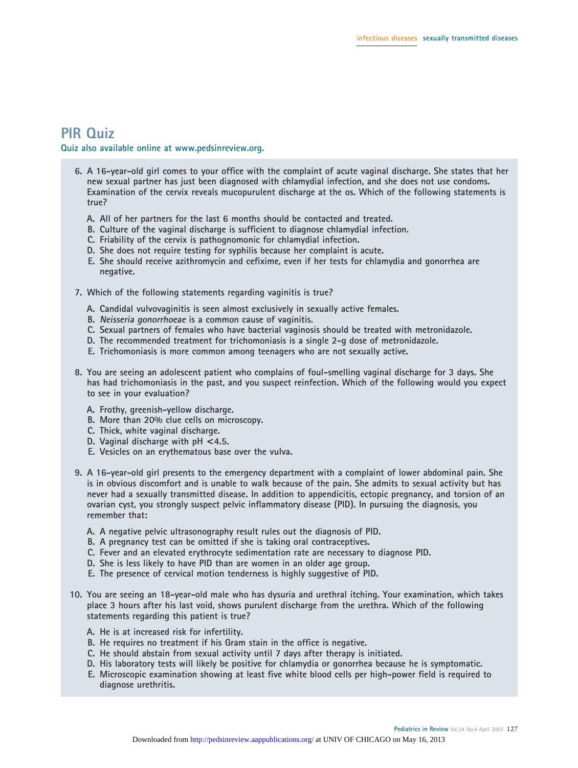# PIR Quiz

**Quiz also available online at www.pedsinreview.org.**

6. A 16-year-old girl comes to your office with the complaint of acute vaginal discharge. She states that her new sexual partner has just been diagnosed with chlamydial infection, and she does not use condoms. Examination of the cervix reveals mucopurulent discharge at the os. Which of the following statements is true?

   A. All of her partners for the last 6 months should be contacted and treated.
   B. Culture of the vaginal discharge is sufficient to diagnose chlamydial infection.
   C. Friability of the cervix is pathognomonic for chlamydial infection.
   D. She does not require testing for syphilis because her complaint is acute.
   E. She should receive azithromycin and cefixime, even if her tests for chlamydia and gonorrhea are negative.

7. Which of the following statements regarding vaginitis is true?

   A. Candidal vulvovaginitis is seen almost exclusively in sexually active females.
   B. *Neisseria gonorrhoeae* is a common cause of vaginitis.
   C. Sexual partners of females who have bacterial vaginosis should be treated with metronidazole.
   D. The recommended treatment for trichomoniasis is a single 2-g dose of metronidazole.
   E. Trichomoniasis is more common among teenagers who are not sexually active.

8. You are seeing an adolescent patient who complains of foul-smelling vaginal discharge for 3 days. She has had trichomoniasis in the past, and you suspect reinfection. Which of the following would you expect to see in your evaluation?

   A. Frothy, greenish-yellow discharge.
   B. More than 20% clue cells on microscopy.
   C. Thick, white vaginal discharge.
   D. Vaginal discharge with pH <4.5.
   E. Vesicles on an erythematous base over the vulva.

9. A 16-year-old girl presents to the emergency department with a complaint of lower abdominal pain. She is in obvious discomfort and is unable to walk because of the pain. She admits to sexual activity but has never had a sexually transmitted disease. In addition to appendicitis, ectopic pregnancy, and torsion of an ovarian cyst, you strongly suspect pelvic inflammatory disease (PID). In pursuing the diagnosis, you remember that:

   A. A negative pelvic ultrasonography result rules out the diagnosis of PID.
   B. A pregnancy test can be omitted if she is taking oral contraceptives.
   C. Fever and an elevated erythrocyte sedimentation rate are necessary to diagnose PID.
   D. She is less likely to have PID than are women in an older age group.
   E. The presence of cervical motion tenderness is highly suggestive of PID.

10. You are seeing an 18-year-old male who has dysuria and urethral itching. Your examination, which takes place 3 hours after his last void, shows purulent discharge from the urethra. Which of the following statements regarding this patient is true?

    A. He is at increased risk for infertility.
    B. He requires no treatment if his Gram stain in the office is negative.
    C. He should abstain from sexual activity until 7 days after therapy is initiated.
    D. His laboratory tests will likely be positive for chlamydia or gonorrhea because he is symptomatic.
    E. Microscopic examination showing at least five white blood cells per high-power field is required to diagnose urethritis.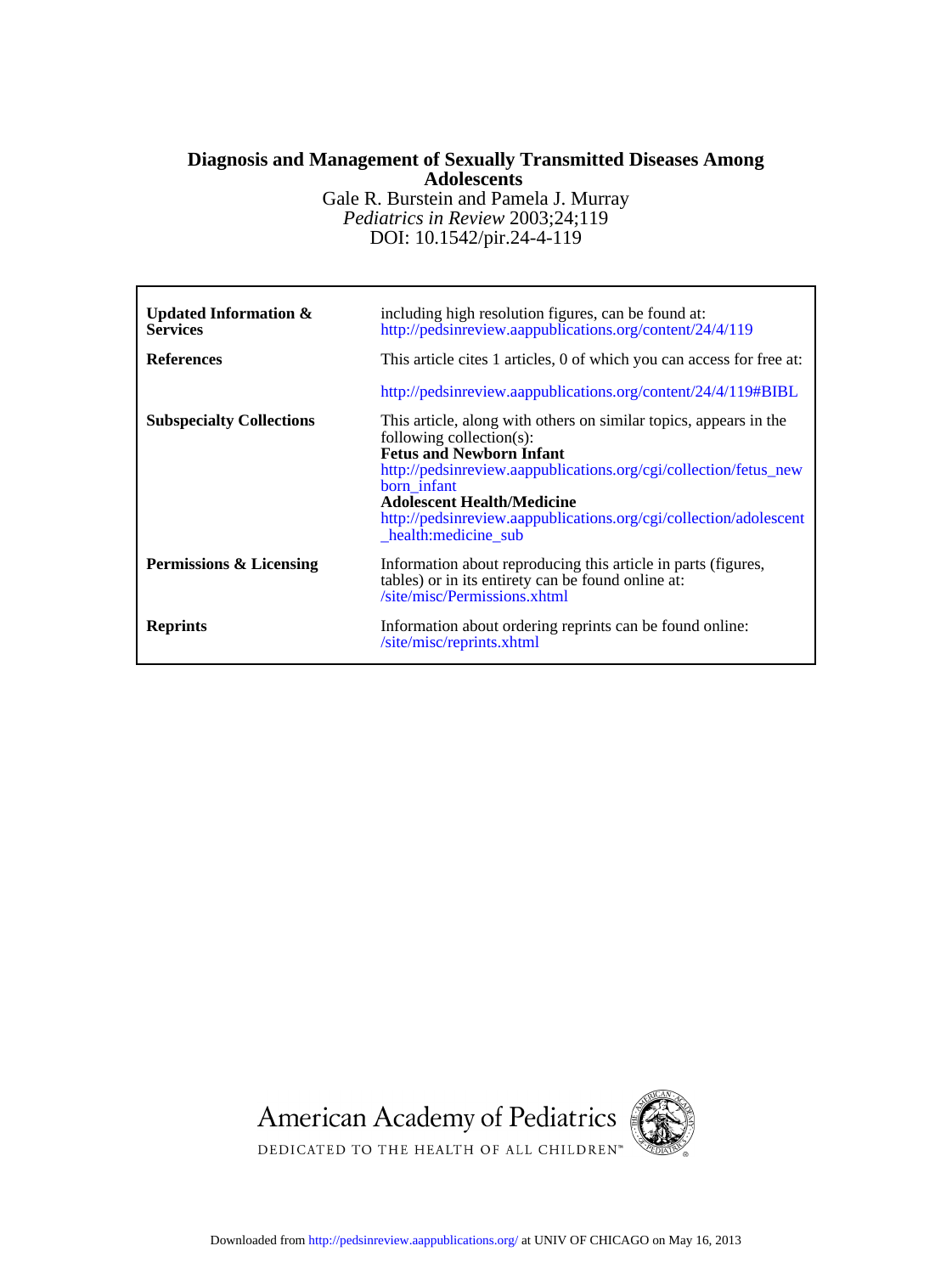**Diagnosis and Management of Sexually Transmitted Diseases Among Adolescents**

Gale R. Burstein and Pamela J. Murray

*Pediatrics in Review* 2003;24;119

DOI: 10.1542/pir.24-4-119

| | |
|---|---|
| **Updated Information & Services** | including high resolution figures, can be found at: http://pedsinreview.aappublications.org/content/24/4/119 |
| **References** | This article cites 1 articles, 0 of which you can access for free at: http://pedsinreview.aappublications.org/content/24/4/119#BIBL |
| **Subspecialty Collections** | This article, along with others on similar topics, appears in the following collection(s): **Fetus and Newborn Infant** http://pedsinreview.aappublications.org/cgi/collection/fetus_newborn_infant **Adolescent Health/Medicine** http://pedsinreview.aappublications.org/cgi/collection/adolescent_health:medicine_sub |
| **Permissions & Licensing** | Information about reproducing this article in parts (figures, tables) or in its entirety can be found online at: /site/misc/Permissions.xhtml |
| **Reprints** | Information about ordering reprints can be found online: /site/misc/reprints.xhtml |

American Academy of Pediatrics

DEDICATED TO THE HEALTH OF ALL CHILDREN™

Downloaded from http://pedsinreview.aappublications.org/ at UNIV OF CHICAGO on May 16, 2013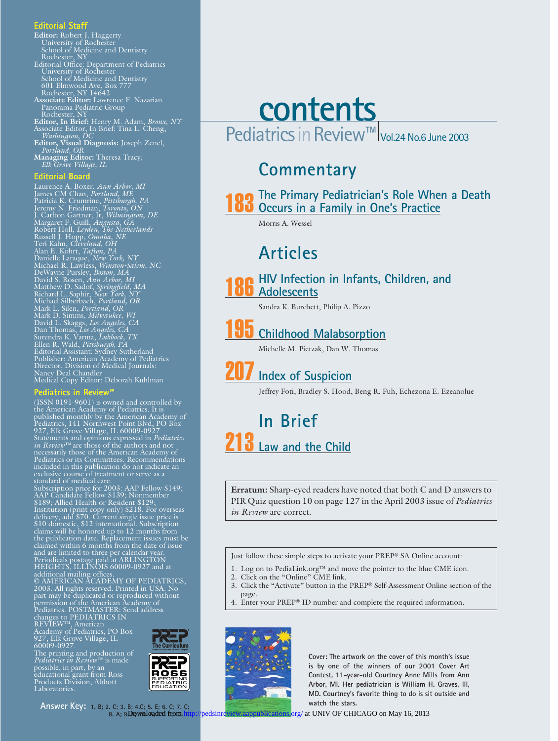# contents

Pediatrics in Review™ Vol.24 No.6 June 2003

## Commentary

### 183 The Primary Pediatrician's Role When a Death Occurs in a Family in One's Practice

Morris A. Wessel

## Articles

### 186 HIV Infection in Infants, Children, and Adolescents

Sandra K. Burchett, Philip A. Pizzo

### 195 Childhood Malabsorption

Michelle M. Pietzak, Dan W. Thomas

### 207 Index of Suspicion

Jeffrey Foti, Bradley S. Hood, Beng R. Fuh, Echezona E. Ezeanolue

## In Brief

### 213 Law and the Child

**Erratum:** Sharp-eyed readers have noted that both C and D answers to PIR Quiz question 10 on page 127 in the April 2003 issue of *Pediatrics in Review* are correct.

Just follow these simple steps to activate your PREP® SA Online account:

1. Log on to PediaLink.org™ and move the pointer to the blue CME icon.
2. Click on the "Online" CME link.
3. Click the "Activate" button in the PREP® Self-Assessment Online section of the page.
4. Enter your PREP® ID number and complete the required information.

**Cover:** The artwork on the cover of this month's issue is by one of the winners of our 2001 Cover Art Contest, 11-year-old Courtney Anne Mills from Ann Arbor, MI. Her pediatrician is William H. Graves, III, MD. Courtney's favorite thing to do is sit outside and watch the stars.

### Editorial Staff

**Editor:** Robert J. Haggerty
University of Rochester
School of Medicine and Dentistry
Rochester, NY
Editorial Office: Department of Pediatrics
University of Rochester
School of Medicine and Dentistry
601 Elmwood Ave, Box 777
Rochester, NY 14642
**Associate Editor:** Lawrence F. Nazarian
Panorama Pediatric Group
Rochester, NY
**Editor, In Brief:** Henry M. Adam, *Bronx, NY*
Associate Editor, In Brief: Tina L. Cheng, *Washington, DC*
**Editor, Visual Diagnosis:** Joseph Zenel, *Portland, OR*
**Managing Editor:** Theresa Tracy, *Elk Grove Village, IL*

### Editorial Board

Laurence A. Boxer, *Ann Arbor, MI*
James CM Chan, *Portland, ME*
Patricia K. Crumrine, *Pittsburgh, PA*
Jeremy N. Friedman, *Toronto, ON*
J. Carlton Gartner, Jr, *Wilmington, DE*
Margaret F. Guill, *Augusta, GA*
Robert Holl, *Leyden, The Netherlands*
Russell J. Hopp, *Omaha, NE*
Teri Kahn, *Cleveland, OH*
Alan E. Kohrt, *Tafton, PA*
Danielle Laraque, *New York, NY*
Michael R. Lawless, *Winston-Salem, NC*
DeWayne Pursley, *Boston, MA*
David S. Rosen, *Ann Arbor, MI*
Matthew D. Sadof, *Springfield, MA*
Richard L. Saphir, *New York, NY*
Michael Silberbach, *Portland, OR*
Mark L. Silen, *Portland, OR*
Mark D. Simms, *Milwaukee, WI*
David L. Skaggs, *Los Angeles, CA*
Dan Thomas, *Los Angeles, CA*
Surendra K. Varma, *Lubbock, TX*
Ellen R. Wald, *Pittsburgh, PA*
Editorial Assistant: Sydney Sutherland
Publisher: American Academy of Pediatrics
Director, Division of Medical Journals: Nancy Deal Chandler
Medical Copy Editor: Deborah Kuhlman

### Pediatrics in Review™

(ISSN 0191-9601) is owned and controlled by the American Academy of Pediatrics. It is published monthly by the American Academy of Pediatrics, 141 Northwest Point Blvd, PO Box 927, Elk Grove Village, IL 60009-0927. Statements and opinions expressed in *Pediatrics in Review™* are those of the authors and not necessarily those of the American Academy of Pediatrics or its Committees. Recommendations included in this publication do not indicate an exclusive course of treatment or serve as a standard of medical care.

Subscription price for 2003: AAP Fellow $149; AAP Candidate Fellow $139; Nonmember $189; Allied Health or Resident $129; Institution (print copy only) $218. For overseas delivery, add $70. Current single issue price is $10 domestic, $12 international. Subscription claims will be honored up to 12 months from the publication date. Replacement issues must be claimed within 6 months from the date of issue and are limited to three per calendar year. Periodicals postage paid at ARLINGTON HEIGHTS, ILLINOIS 60009-0927 and at additional mailing offices.

© AMERICAN ACADEMY OF PEDIATRICS, 2003. All rights reserved. Printed in USA. No part may be duplicated or reproduced without permission of the American Academy of Pediatrics. POSTMASTER: Send address changes to PEDIATRICS IN REVIEW™, American Academy of Pediatrics, PO Box 927, Elk Grove Village, IL 60009-0927.

The printing and production of *Pediatrics in Review™* is made possible, in part, by an educational grant from Ross Products Division, Abbott Laboratories.

**Answer Key:** 1. B; 2. C; 3. B; 4. C; 5. E; 6. C; 7. C; 8. A; 9. B; 10. C